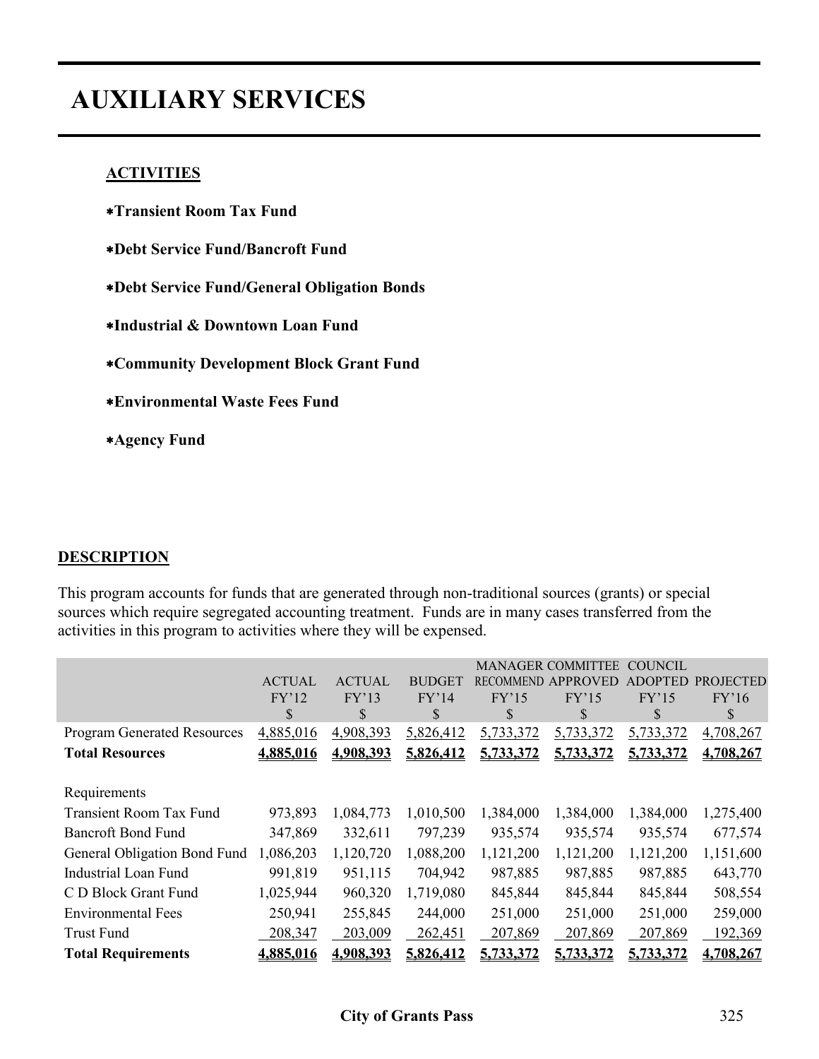# AUXILIARY SERVICES

## ACTIVITIES

- ∗**Transient Room Tax Fund**
- ∗**Debt Service Fund/Bancroft Fund**
- ∗**Debt Service Fund/General Obligation Bonds**
- ∗**Industrial & Downtown Loan Fund**
- ∗**Community Development Block Grant Fund**
- ∗**Environmental Waste Fees Fund**
- ∗**Agency Fund**

## DESCRIPTION

This program accounts for funds that are generated through non-traditional sources (grants) or special sources which require segregated accounting treatment. Funds are in many cases transferred from the activities in this program to activities where they will be expensed.

| | ACTUAL FY'12 $ | ACTUAL FY'13 $ | BUDGET FY'14 $ | MANAGER RECOMMEND FY'15 $ | COMMITTEE APPROVED FY'15 $ | COUNCIL ADOPTED FY'15 $ | PROJECTED FY'16 $ |
|---|---|---|---|---|---|---|---|
| Program Generated Resources | 4,885,016 | 4,908,393 | 5,826,412 | 5,733,372 | 5,733,372 | 5,733,372 | 4,708,267 |
| **Total Resources** | **4,885,016** | **4,908,393** | **5,826,412** | **5,733,372** | **5,733,372** | **5,733,372** | **4,708,267** |
| Requirements | | | | | | | |
| Transient Room Tax Fund | 973,893 | 1,084,773 | 1,010,500 | 1,384,000 | 1,384,000 | 1,384,000 | 1,275,400 |
| Bancroft Bond Fund | 347,869 | 332,611 | 797,239 | 935,574 | 935,574 | 935,574 | 677,574 |
| General Obligation Bond Fund | 1,086,203 | 1,120,720 | 1,088,200 | 1,121,200 | 1,121,200 | 1,121,200 | 1,151,600 |
| Industrial Loan Fund | 991,819 | 951,115 | 704,942 | 987,885 | 987,885 | 987,885 | 643,770 |
| C D Block Grant Fund | 1,025,944 | 960,320 | 1,719,080 | 845,844 | 845,844 | 845,844 | 508,554 |
| Environmental Fees | 250,941 | 255,845 | 244,000 | 251,000 | 251,000 | 251,000 | 259,000 |
| Trust Fund | 208,347 | 203,009 | 262,451 | 207,869 | 207,869 | 207,869 | 192,369 |
| **Total Requirements** | **4,885,016** | **4,908,393** | **5,826,412** | **5,733,372** | **5,733,372** | **5,733,372** | **4,708,267** |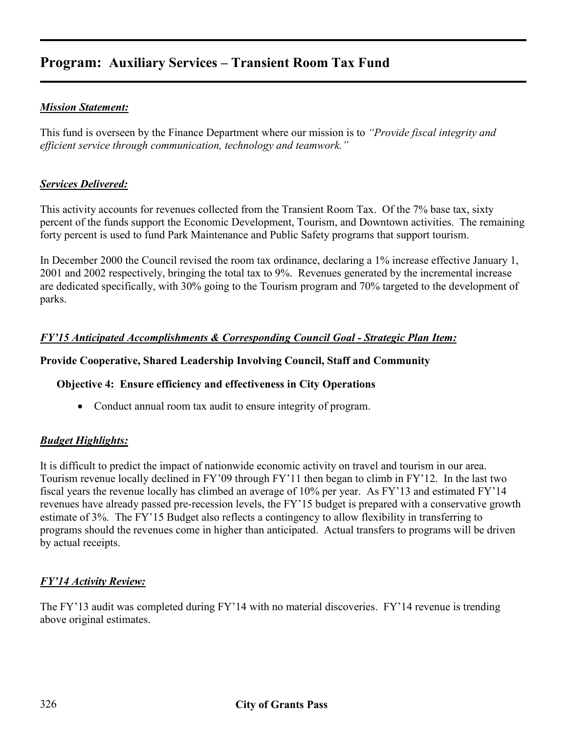# Program: Auxiliary Services – Transient Room Tax Fund

***Mission Statement:***

This fund is overseen by the Finance Department where our mission is to *"Provide fiscal integrity and efficient service through communication, technology and teamwork."*

***Services Delivered:***

This activity accounts for revenues collected from the Transient Room Tax. Of the 7% base tax, sixty percent of the funds support the Economic Development, Tourism, and Downtown activities. The remaining forty percent is used to fund Park Maintenance and Public Safety programs that support tourism.

In December 2000 the Council revised the room tax ordinance, declaring a 1% increase effective January 1, 2001 and 2002 respectively, bringing the total tax to 9%. Revenues generated by the incremental increase are dedicated specifically, with 30% going to the Tourism program and 70% targeted to the development of parks.

***FY'15 Anticipated Accomplishments & Corresponding Council Goal - Strategic Plan Item:***

**Provide Cooperative, Shared Leadership Involving Council, Staff and Community**

**Objective 4: Ensure efficiency and effectiveness in City Operations**

- Conduct annual room tax audit to ensure integrity of program.

***Budget Highlights:***

It is difficult to predict the impact of nationwide economic activity on travel and tourism in our area. Tourism revenue locally declined in FY'09 through FY'11 then began to climb in FY'12. In the last two fiscal years the revenue locally has climbed an average of 10% per year. As FY'13 and estimated FY'14 revenues have already passed pre-recession levels, the FY'15 budget is prepared with a conservative growth estimate of 3%. The FY'15 Budget also reflects a contingency to allow flexibility in transferring to programs should the revenues come in higher than anticipated. Actual transfers to programs will be driven by actual receipts.

***FY'14 Activity Review:***

The FY'13 audit was completed during FY'14 with no material discoveries. FY'14 revenue is trending above original estimates.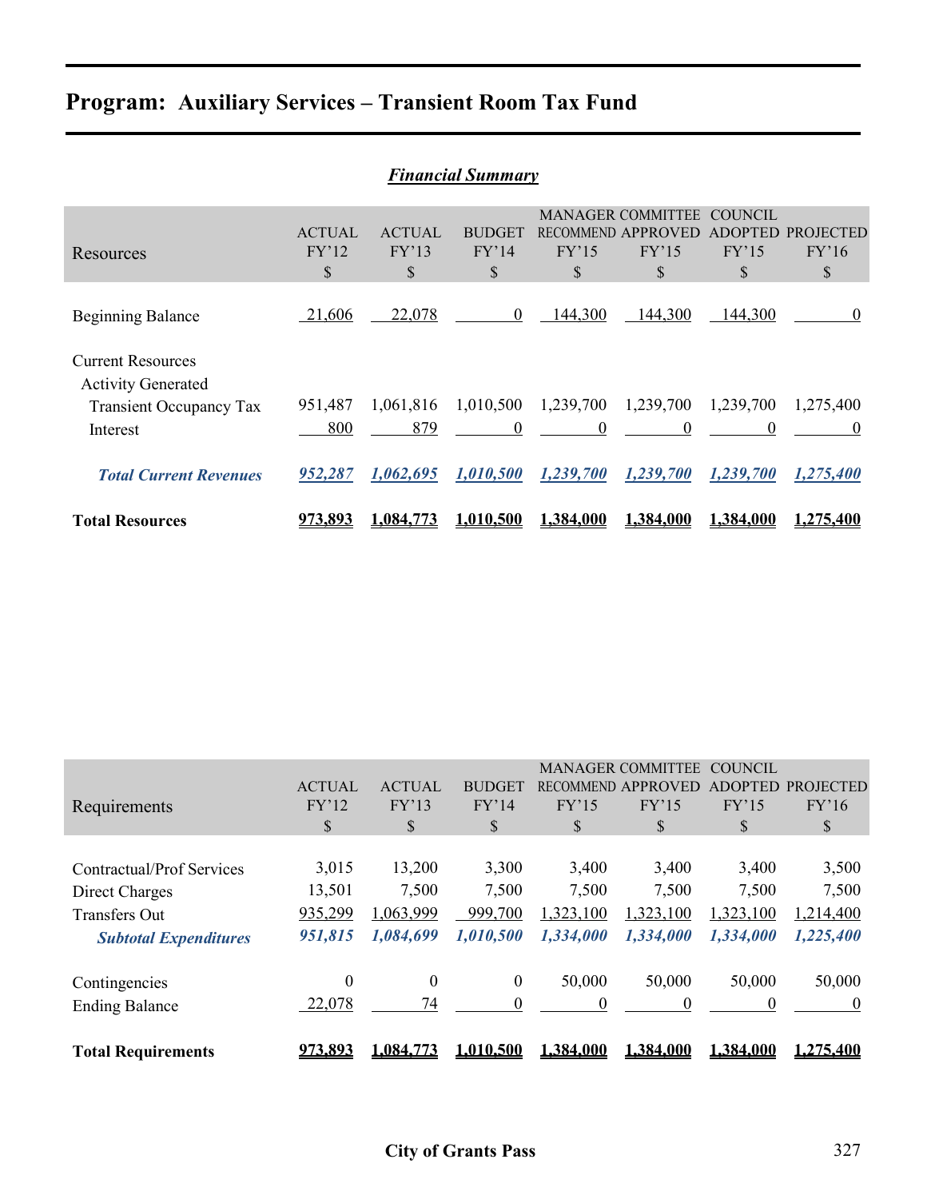# Program: Auxiliary Services – Transient Room Tax Fund

***Financial Summary***

| Resources | ACTUAL FY'12 $ | ACTUAL FY'13 $ | BUDGET FY'14 $ | MANAGER RECOMMEND FY'15 $ | COMMITTEE APPROVED FY'15 $ | COUNCIL ADOPTED FY'15 $ | PROJECTED FY'16 $ |
|---|---|---|---|---|---|---|---|
| Beginning Balance | 21,606 | 22,078 | 0 | 144,300 | 144,300 | 144,300 | 0 |
| Current Resources | | | | | | | |
| Activity Generated | | | | | | | |
| Transient Occupancy Tax | 951,487 | 1,061,816 | 1,010,500 | 1,239,700 | 1,239,700 | 1,239,700 | 1,275,400 |
| Interest | 800 | 879 | 0 | 0 | 0 | 0 | 0 |
| ***Total Current Revenues*** | ***952,287*** | ***1,062,695*** | ***1,010,500*** | ***1,239,700*** | ***1,239,700*** | ***1,239,700*** | ***1,275,400*** |
| **Total Resources** | **973,893** | **1,084,773** | **1,010,500** | **1,384,000** | **1,384,000** | **1,384,000** | **1,275,400** |

| Requirements | ACTUAL FY'12 $ | ACTUAL FY'13 $ | BUDGET FY'14 $ | MANAGER RECOMMEND FY'15 $ | COMMITTEE APPROVED FY'15 $ | COUNCIL ADOPTED FY'15 $ | PROJECTED FY'16 $ |
|---|---|---|---|---|---|---|---|
| Contractual/Prof Services | 3,015 | 13,200 | 3,300 | 3,400 | 3,400 | 3,400 | 3,500 |
| Direct Charges | 13,501 | 7,500 | 7,500 | 7,500 | 7,500 | 7,500 | 7,500 |
| Transfers Out | 935,299 | 1,063,999 | 999,700 | 1,323,100 | 1,323,100 | 1,323,100 | 1,214,400 |
| ***Subtotal Expenditures*** | ***951,815*** | ***1,084,699*** | ***1,010,500*** | ***1,334,000*** | ***1,334,000*** | ***1,334,000*** | ***1,225,400*** |
| Contingencies | 0 | 0 | 0 | 50,000 | 50,000 | 50,000 | 50,000 |
| Ending Balance | 22,078 | 74 | 0 | 0 | 0 | 0 | 0 |
| **Total Requirements** | **973,893** | **1,084,773** | **1,010,500** | **1,384,000** | **1,384,000** | **1,384,000** | **1,275,400** |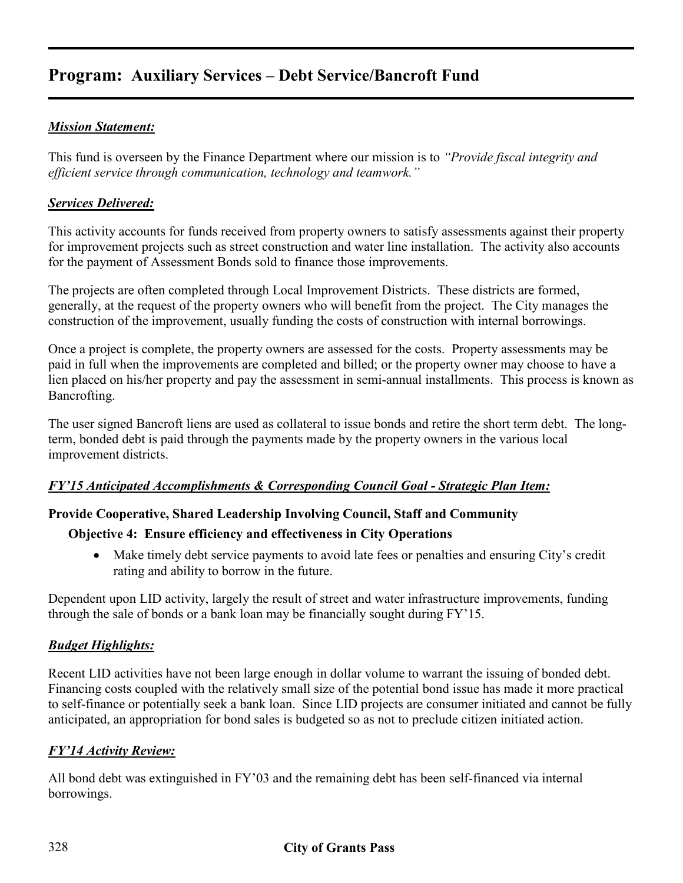## Program: Auxiliary Services – Debt Service/Bancroft Fund

***Mission Statement:***

This fund is overseen by the Finance Department where our mission is to *"Provide fiscal integrity and efficient service through communication, technology and teamwork."*

***Services Delivered:***

This activity accounts for funds received from property owners to satisfy assessments against their property for improvement projects such as street construction and water line installation. The activity also accounts for the payment of Assessment Bonds sold to finance those improvements.

The projects are often completed through Local Improvement Districts. These districts are formed, generally, at the request of the property owners who will benefit from the project. The City manages the construction of the improvement, usually funding the costs of construction with internal borrowings.

Once a project is complete, the property owners are assessed for the costs. Property assessments may be paid in full when the improvements are completed and billed; or the property owner may choose to have a lien placed on his/her property and pay the assessment in semi-annual installments. This process is known as Bancrofting.

The user signed Bancroft liens are used as collateral to issue bonds and retire the short term debt. The long-term, bonded debt is paid through the payments made by the property owners in the various local improvement districts.

***FY'15 Anticipated Accomplishments & Corresponding Council Goal - Strategic Plan Item:***

**Provide Cooperative, Shared Leadership Involving Council, Staff and Community**

**Objective 4: Ensure efficiency and effectiveness in City Operations**

- Make timely debt service payments to avoid late fees or penalties and ensuring City's credit rating and ability to borrow in the future.

Dependent upon LID activity, largely the result of street and water infrastructure improvements, funding through the sale of bonds or a bank loan may be financially sought during FY'15.

***Budget Highlights:***

Recent LID activities have not been large enough in dollar volume to warrant the issuing of bonded debt. Financing costs coupled with the relatively small size of the potential bond issue has made it more practical to self-finance or potentially seek a bank loan. Since LID projects are consumer initiated and cannot be fully anticipated, an appropriation for bond sales is budgeted so as not to preclude citizen initiated action.

***FY'14 Activity Review:***

All bond debt was extinguished in FY'03 and the remaining debt has been self-financed via internal borrowings.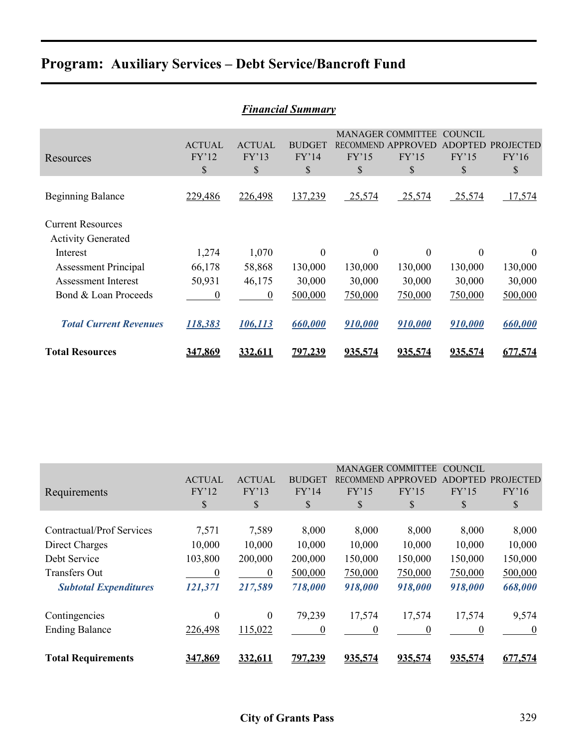# Program: Auxiliary Services – Debt Service/Bancroft Fund

***Financial Summary***

| Resources | ACTUAL FY'12 $ | ACTUAL FY'13 $ | BUDGET FY'14 $ | MANAGER RECOMMEND FY'15 $ | COMMITTEE APPROVED FY'15 $ | COUNCIL ADOPTED FY'15 $ | PROJECTED FY'16 $ |
|---|---|---|---|---|---|---|---|
| Beginning Balance | 229,486 | 226,498 | 137,239 | 25,574 | 25,574 | 25,574 | 17,574 |
| Current Resources | | | | | | | |
| Activity Generated | | | | | | | |
| Interest | 1,274 | 1,070 | 0 | 0 | 0 | 0 | 0 |
| Assessment Principal | 66,178 | 58,868 | 130,000 | 130,000 | 130,000 | 130,000 | 130,000 |
| Assessment Interest | 50,931 | 46,175 | 30,000 | 30,000 | 30,000 | 30,000 | 30,000 |
| Bond & Loan Proceeds | 0 | 0 | 500,000 | 750,000 | 750,000 | 750,000 | 500,000 |
| ***Total Current Revenues*** | ***118,383*** | ***106,113*** | ***660,000*** | ***910,000*** | ***910,000*** | ***910,000*** | ***660,000*** |
| **Total Resources** | **347,869** | **332,611** | **797,239** | **935,574** | **935,574** | **935,574** | **677,574** |

| Requirements | ACTUAL FY'12 $ | ACTUAL FY'13 $ | BUDGET FY'14 $ | MANAGER RECOMMEND FY'15 $ | COMMITTEE APPROVED FY'15 $ | COUNCIL ADOPTED FY'15 $ | PROJECTED FY'16 $ |
|---|---|---|---|---|---|---|---|
| Contractual/Prof Services | 7,571 | 7,589 | 8,000 | 8,000 | 8,000 | 8,000 | 8,000 |
| Direct Charges | 10,000 | 10,000 | 10,000 | 10,000 | 10,000 | 10,000 | 10,000 |
| Debt Service | 103,800 | 200,000 | 200,000 | 150,000 | 150,000 | 150,000 | 150,000 |
| Transfers Out | 0 | 0 | 500,000 | 750,000 | 750,000 | 750,000 | 500,000 |
| ***Subtotal Expenditures*** | ***121,371*** | ***217,589*** | ***718,000*** | ***918,000*** | ***918,000*** | ***918,000*** | ***668,000*** |
| Contingencies | 0 | 0 | 79,239 | 17,574 | 17,574 | 17,574 | 9,574 |
| Ending Balance | 226,498 | 115,022 | 0 | 0 | 0 | 0 | 0 |
| **Total Requirements** | **347,869** | **332,611** | **797,239** | **935,574** | **935,574** | **935,574** | **677,574** |

City of Grants Pass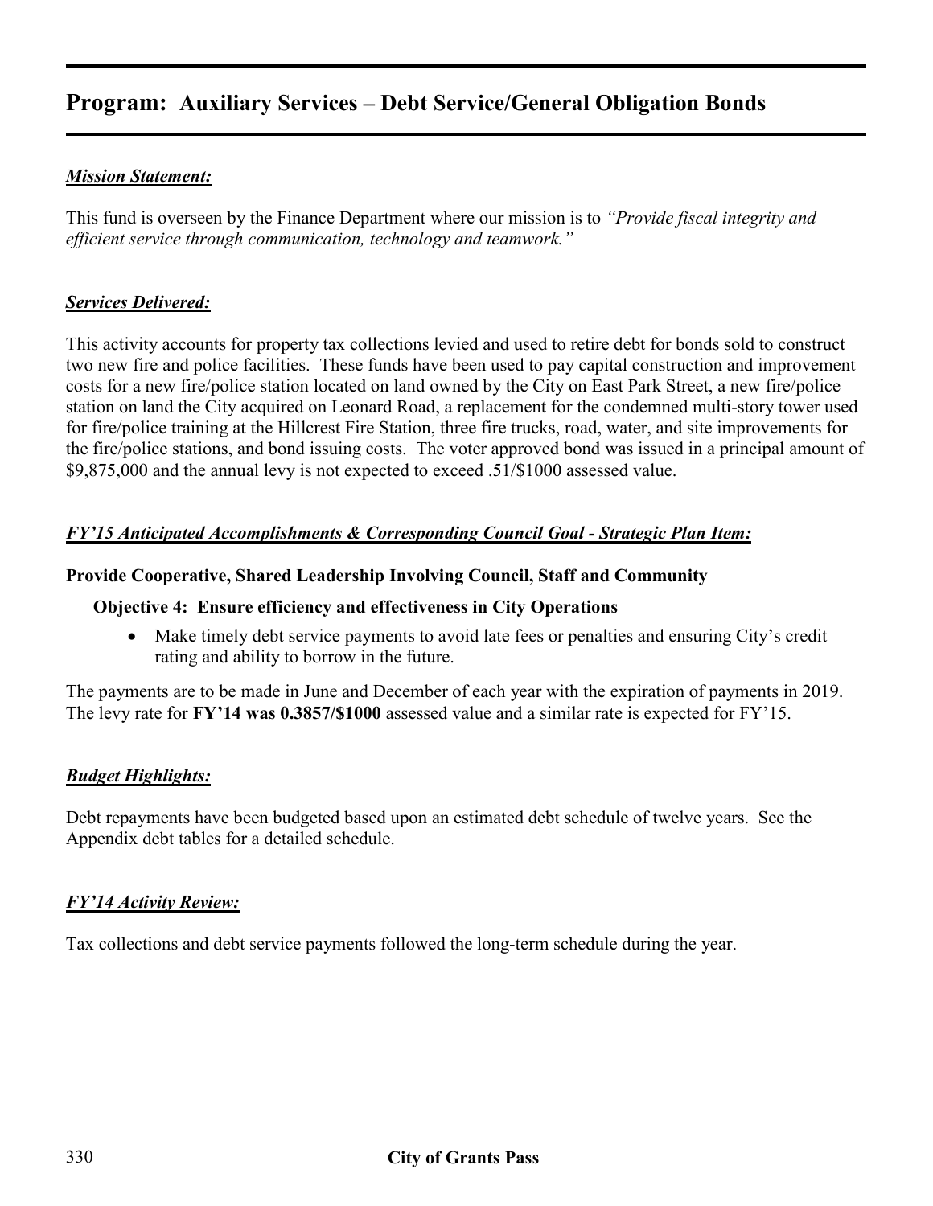# Program: Auxiliary Services – Debt Service/General Obligation Bonds

***Mission Statement:***

This fund is overseen by the Finance Department where our mission is to *"Provide fiscal integrity and efficient service through communication, technology and teamwork."*

***Services Delivered:***

This activity accounts for property tax collections levied and used to retire debt for bonds sold to construct two new fire and police facilities. These funds have been used to pay capital construction and improvement costs for a new fire/police station located on land owned by the City on East Park Street, a new fire/police station on land the City acquired on Leonard Road, a replacement for the condemned multi-story tower used for fire/police training at the Hillcrest Fire Station, three fire trucks, road, water, and site improvements for the fire/police stations, and bond issuing costs. The voter approved bond was issued in a principal amount of $9,875,000 and the annual levy is not expected to exceed .51/$1000 assessed value.

***FY'15 Anticipated Accomplishments & Corresponding Council Goal - Strategic Plan Item:***

**Provide Cooperative, Shared Leadership Involving Council, Staff and Community**

**Objective 4: Ensure efficiency and effectiveness in City Operations**

- Make timely debt service payments to avoid late fees or penalties and ensuring City's credit rating and ability to borrow in the future.

The payments are to be made in June and December of each year with the expiration of payments in 2019. The levy rate for **FY'14 was 0.3857/$1000** assessed value and a similar rate is expected for FY'15.

***Budget Highlights:***

Debt repayments have been budgeted based upon an estimated debt schedule of twelve years. See the Appendix debt tables for a detailed schedule.

***FY'14 Activity Review:***

Tax collections and debt service payments followed the long-term schedule during the year.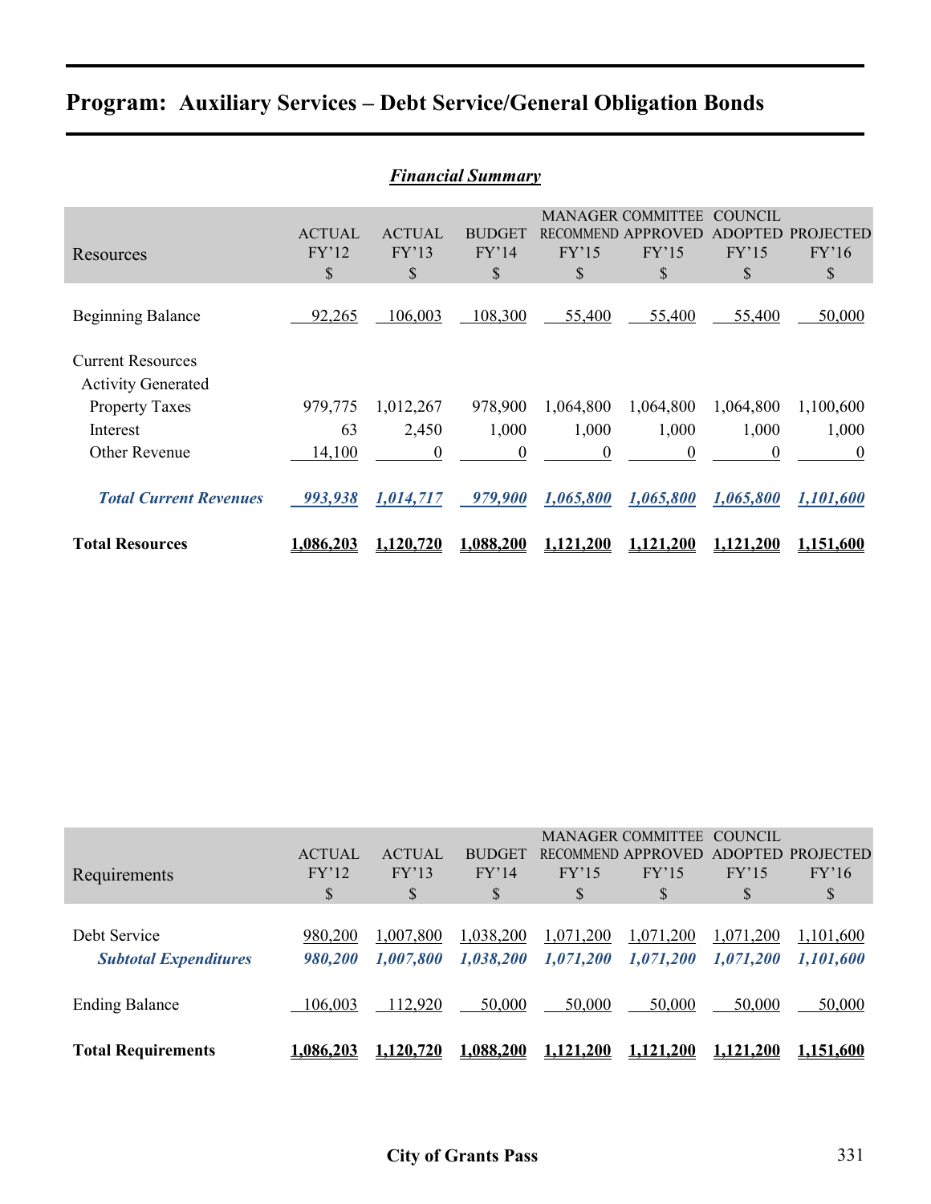# Program: Auxiliary Services – Debt Service/General Obligation Bonds

***Financial Summary***

| Resources | ACTUAL FY'12 $ | ACTUAL FY'13 $ | BUDGET FY'14 $ | MANAGER RECOMMEND FY'15 $ | COMMITTEE APPROVED FY'15 $ | COUNCIL ADOPTED FY'15 $ | PROJECTED FY'16 $ |
|---|---|---|---|---|---|---|---|
| Beginning Balance | 92,265 | 106,003 | 108,300 | 55,400 | 55,400 | 55,400 | 50,000 |
| Current Resources | | | | | | | |
| Activity Generated | | | | | | | |
| Property Taxes | 979,775 | 1,012,267 | 978,900 | 1,064,800 | 1,064,800 | 1,064,800 | 1,100,600 |
| Interest | 63 | 2,450 | 1,000 | 1,000 | 1,000 | 1,000 | 1,000 |
| Other Revenue | 14,100 | 0 | 0 | 0 | 0 | 0 | 0 |
| ***Total Current Revenues*** | ***993,938*** | ***1,014,717*** | ***979,900*** | ***1,065,800*** | ***1,065,800*** | ***1,065,800*** | ***1,101,600*** |
| **Total Resources** | **1,086,203** | **1,120,720** | **1,088,200** | **1,121,200** | **1,121,200** | **1,121,200** | **1,151,600** |

| Requirements | ACTUAL FY'12 $ | ACTUAL FY'13 $ | BUDGET FY'14 $ | MANAGER RECOMMEND FY'15 $ | COMMITTEE APPROVED FY'15 $ | COUNCIL ADOPTED FY'15 $ | PROJECTED FY'16 $ |
|---|---|---|---|---|---|---|---|
| Debt Service | 980,200 | 1,007,800 | 1,038,200 | 1,071,200 | 1,071,200 | 1,071,200 | 1,101,600 |
| ***Subtotal Expenditures*** | ***980,200*** | ***1,007,800*** | ***1,038,200*** | ***1,071,200*** | ***1,071,200*** | ***1,071,200*** | ***1,101,600*** |
| Ending Balance | 106,003 | 112,920 | 50,000 | 50,000 | 50,000 | 50,000 | 50,000 |
| **Total Requirements** | **1,086,203** | **1,120,720** | **1,088,200** | **1,121,200** | **1,121,200** | **1,121,200** | **1,151,600** |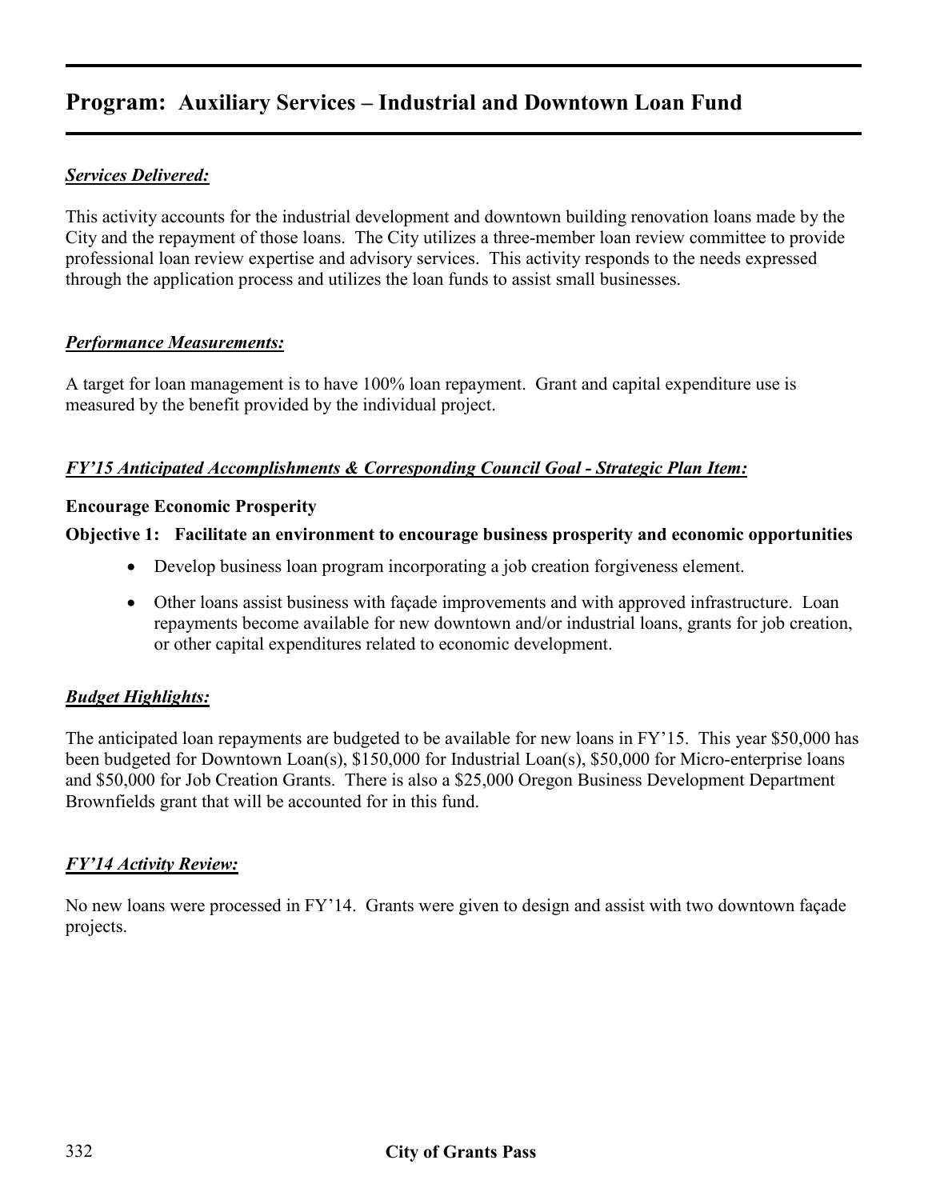# Program: Auxiliary Services – Industrial and Downtown Loan Fund

***Services Delivered:***

This activity accounts for the industrial development and downtown building renovation loans made by the City and the repayment of those loans. The City utilizes a three-member loan review committee to provide professional loan review expertise and advisory services. This activity responds to the needs expressed through the application process and utilizes the loan funds to assist small businesses.

***Performance Measurements:***

A target for loan management is to have 100% loan repayment. Grant and capital expenditure use is measured by the benefit provided by the individual project.

***FY'15 Anticipated Accomplishments & Corresponding Council Goal - Strategic Plan Item:***

**Encourage Economic Prosperity**

**Objective 1: Facilitate an environment to encourage business prosperity and economic opportunities**

- Develop business loan program incorporating a job creation forgiveness element.
- Other loans assist business with façade improvements and with approved infrastructure. Loan repayments become available for new downtown and/or industrial loans, grants for job creation, or other capital expenditures related to economic development.

***Budget Highlights:***

The anticipated loan repayments are budgeted to be available for new loans in FY'15. This year $50,000 has been budgeted for Downtown Loan(s), $150,000 for Industrial Loan(s), $50,000 for Micro-enterprise loans and $50,000 for Job Creation Grants. There is also a $25,000 Oregon Business Development Department Brownfields grant that will be accounted for in this fund.

***FY'14 Activity Review:***

No new loans were processed in FY'14. Grants were given to design and assist with two downtown façade projects.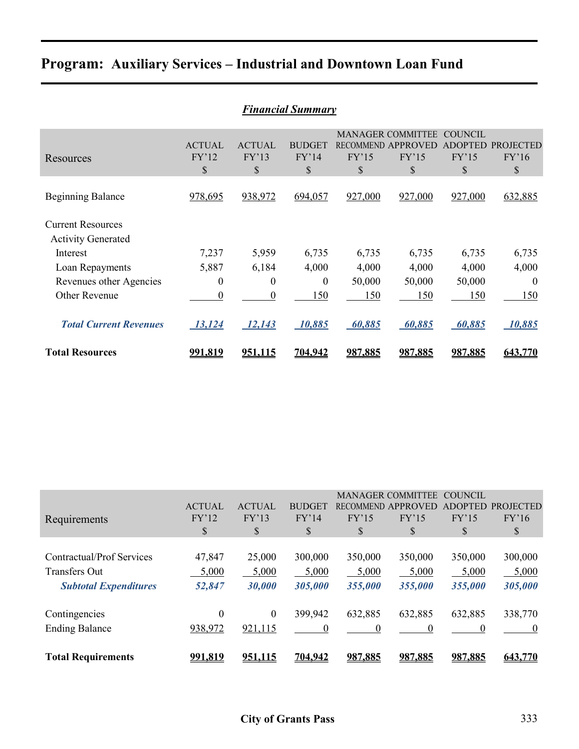# Program: Auxiliary Services – Industrial and Downtown Loan Fund

***Financial Summary***

| Resources | ACTUAL FY'12 $ | ACTUAL FY'13 $ | BUDGET FY'14 $ | MANAGER RECOMMEND FY'15 $ | COMMITTEE APPROVED FY'15 $ | COUNCIL ADOPTED FY'15 $ | PROJECTED FY'16 $ |
|---|---|---|---|---|---|---|---|
| Beginning Balance | 978,695 | 938,972 | 694,057 | 927,000 | 927,000 | 927,000 | 632,885 |
| Current Resources | | | | | | | |
| Activity Generated | | | | | | | |
| Interest | 7,237 | 5,959 | 6,735 | 6,735 | 6,735 | 6,735 | 6,735 |
| Loan Repayments | 5,887 | 6,184 | 4,000 | 4,000 | 4,000 | 4,000 | 4,000 |
| Revenues other Agencies | 0 | 0 | 0 | 50,000 | 50,000 | 50,000 | 0 |
| Other Revenue | 0 | 0 | 150 | 150 | 150 | 150 | 150 |
| ***Total Current Revenues*** | ***13,124*** | ***12,143*** | ***10,885*** | ***60,885*** | ***60,885*** | ***60,885*** | ***10,885*** |
| **Total Resources** | **991,819** | **951,115** | **704,942** | **987,885** | **987,885** | **987,885** | **643,770** |

| Requirements | ACTUAL FY'12 $ | ACTUAL FY'13 $ | BUDGET FY'14 $ | MANAGER RECOMMEND FY'15 $ | COMMITTEE APPROVED FY'15 $ | COUNCIL ADOPTED FY'15 $ | PROJECTED FY'16 $ |
|---|---|---|---|---|---|---|---|
| Contractual/Prof Services | 47,847 | 25,000 | 300,000 | 350,000 | 350,000 | 350,000 | 300,000 |
| Transfers Out | 5,000 | 5,000 | 5,000 | 5,000 | 5,000 | 5,000 | 5,000 |
| ***Subtotal Expenditures*** | ***52,847*** | ***30,000*** | ***305,000*** | ***355,000*** | ***355,000*** | ***355,000*** | ***305,000*** |
| Contingencies | 0 | 0 | 399,942 | 632,885 | 632,885 | 632,885 | 338,770 |
| Ending Balance | 938,972 | 921,115 | 0 | 0 | 0 | 0 | 0 |
| **Total Requirements** | **991,819** | **951,115** | **704,942** | **987,885** | **987,885** | **987,885** | **643,770** |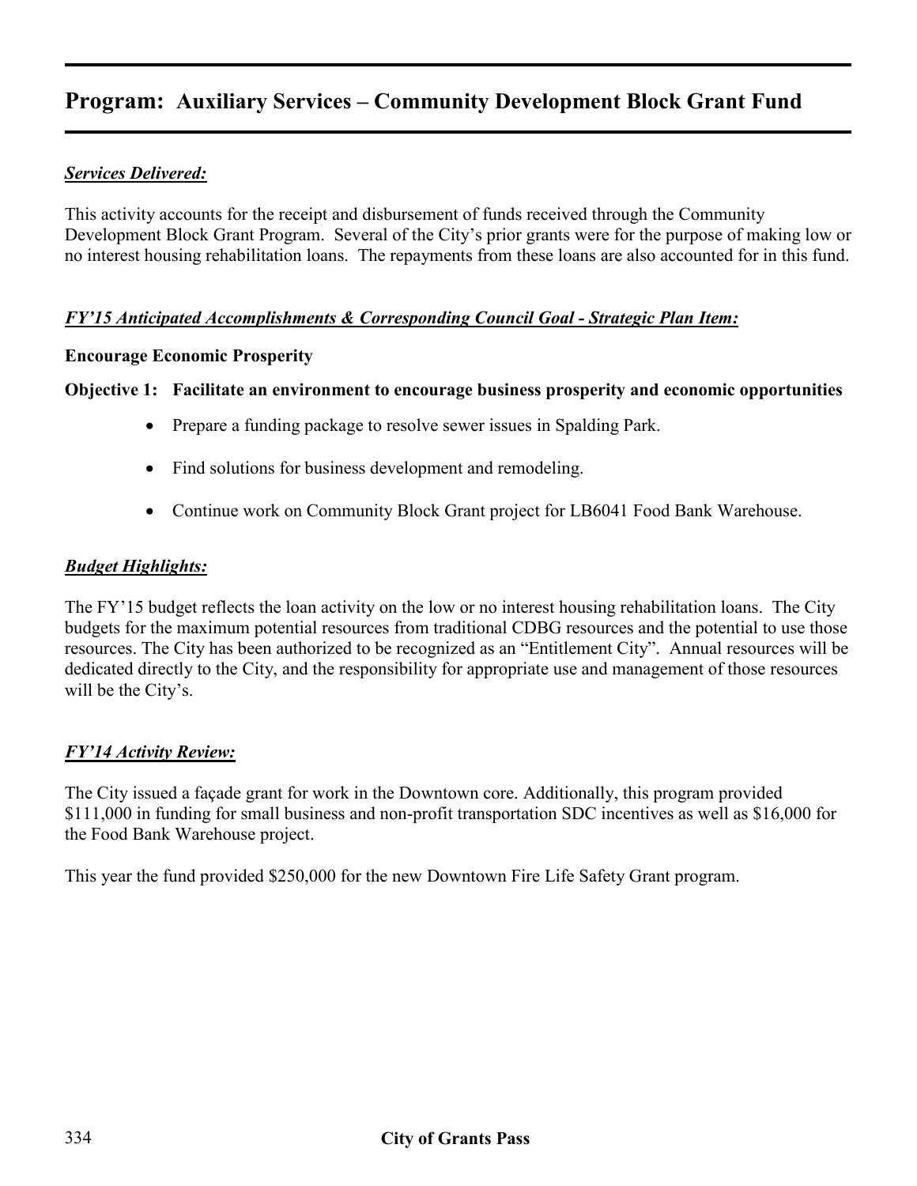# Program: Auxiliary Services – Community Development Block Grant Fund

***Services Delivered:***

This activity accounts for the receipt and disbursement of funds received through the Community Development Block Grant Program. Several of the City's prior grants were for the purpose of making low or no interest housing rehabilitation loans. The repayments from these loans are also accounted for in this fund.

***FY'15 Anticipated Accomplishments & Corresponding Council Goal - Strategic Plan Item:***

**Encourage Economic Prosperity**

**Objective 1: Facilitate an environment to encourage business prosperity and economic opportunities**

- Prepare a funding package to resolve sewer issues in Spalding Park.
- Find solutions for business development and remodeling.
- Continue work on Community Block Grant project for LB6041 Food Bank Warehouse.

***Budget Highlights:***

The FY'15 budget reflects the loan activity on the low or no interest housing rehabilitation loans. The City budgets for the maximum potential resources from traditional CDBG resources and the potential to use those resources. The City has been authorized to be recognized as an "Entitlement City". Annual resources will be dedicated directly to the City, and the responsibility for appropriate use and management of those resources will be the City's.

***FY'14 Activity Review:***

The City issued a façade grant for work in the Downtown core. Additionally, this program provided $111,000 in funding for small business and non-profit transportation SDC incentives as well as $16,000 for the Food Bank Warehouse project.

This year the fund provided $250,000 for the new Downtown Fire Life Safety Grant program.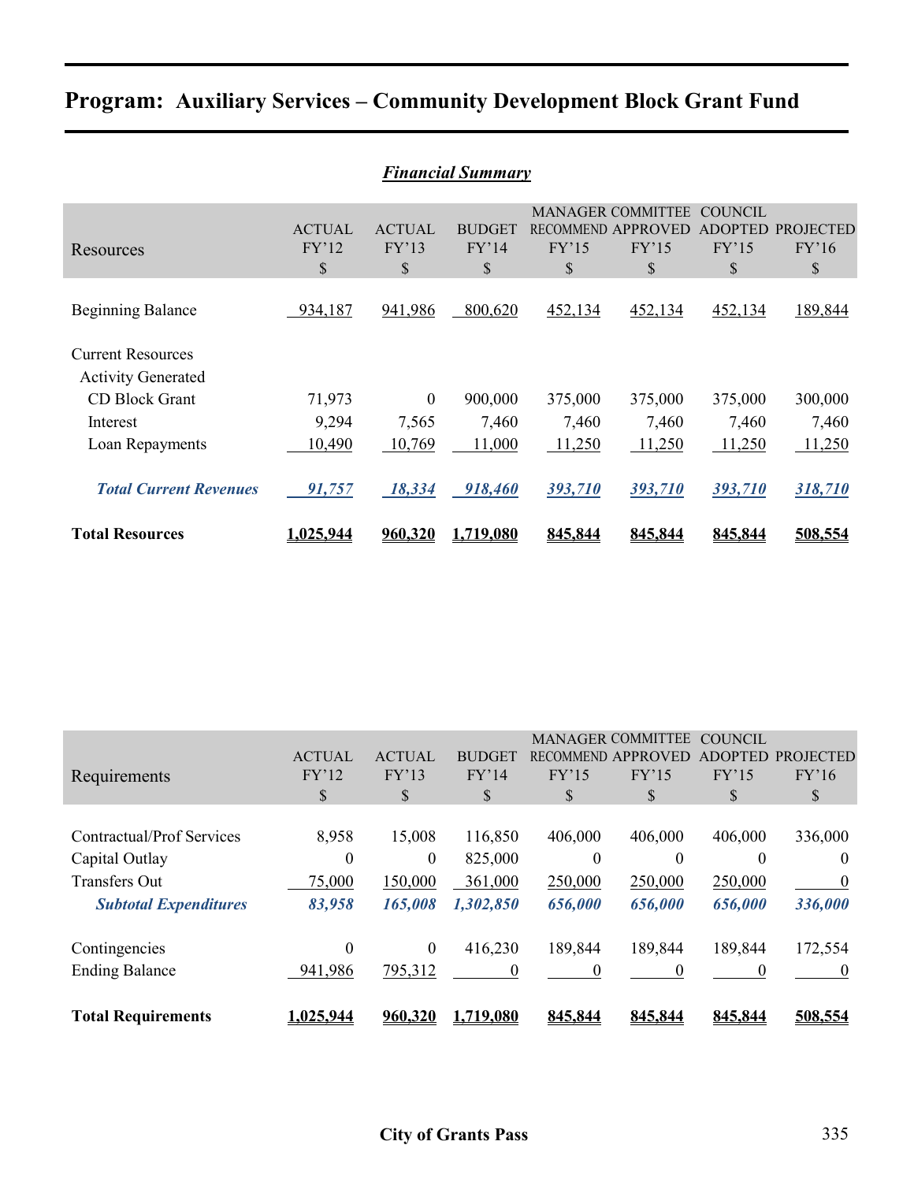# Program: Auxiliary Services – Community Development Block Grant Fund

## *Financial Summary*

| Resources | ACTUAL FY'12 $ | ACTUAL FY'13 $ | BUDGET FY'14 $ | MANAGER RECOMMEND FY'15 $ | COMMITTEE APPROVED FY'15 $ | COUNCIL ADOPTED FY'15 $ | PROJECTED FY'16 $ |
|---|---|---|---|---|---|---|---|
| Beginning Balance | 934,187 | 941,986 | 800,620 | 452,134 | 452,134 | 452,134 | 189,844 |
| Current Resources | | | | | | | |
| Activity Generated | | | | | | | |
| CD Block Grant | 71,973 | 0 | 900,000 | 375,000 | 375,000 | 375,000 | 300,000 |
| Interest | 9,294 | 7,565 | 7,460 | 7,460 | 7,460 | 7,460 | 7,460 |
| Loan Repayments | 10,490 | 10,769 | 11,000 | 11,250 | 11,250 | 11,250 | 11,250 |
| ***Total Current Revenues*** | ***91,757*** | ***18,334*** | ***918,460*** | ***393,710*** | ***393,710*** | ***393,710*** | ***318,710*** |
| **Total Resources** | **1,025,944** | **960,320** | **1,719,080** | **845,844** | **845,844** | **845,844** | **508,554** |

| Requirements | ACTUAL FY'12 $ | ACTUAL FY'13 $ | BUDGET FY'14 $ | MANAGER RECOMMEND FY'15 $ | COMMITTEE APPROVED FY'15 $ | COUNCIL ADOPTED FY'15 $ | PROJECTED FY'16 $ |
|---|---|---|---|---|---|---|---|
| Contractual/Prof Services | 8,958 | 15,008 | 116,850 | 406,000 | 406,000 | 406,000 | 336,000 |
| Capital Outlay | 0 | 0 | 825,000 | 0 | 0 | 0 | 0 |
| Transfers Out | 75,000 | 150,000 | 361,000 | 250,000 | 250,000 | 250,000 | 0 |
| ***Subtotal Expenditures*** | ***83,958*** | ***165,008*** | ***1,302,850*** | ***656,000*** | ***656,000*** | ***656,000*** | ***336,000*** |
| Contingencies | 0 | 0 | 416,230 | 189,844 | 189,844 | 189,844 | 172,554 |
| Ending Balance | 941,986 | 795,312 | 0 | 0 | 0 | 0 | 0 |
| **Total Requirements** | **1,025,944** | **960,320** | **1,719,080** | **845,844** | **845,844** | **845,844** | **508,554** |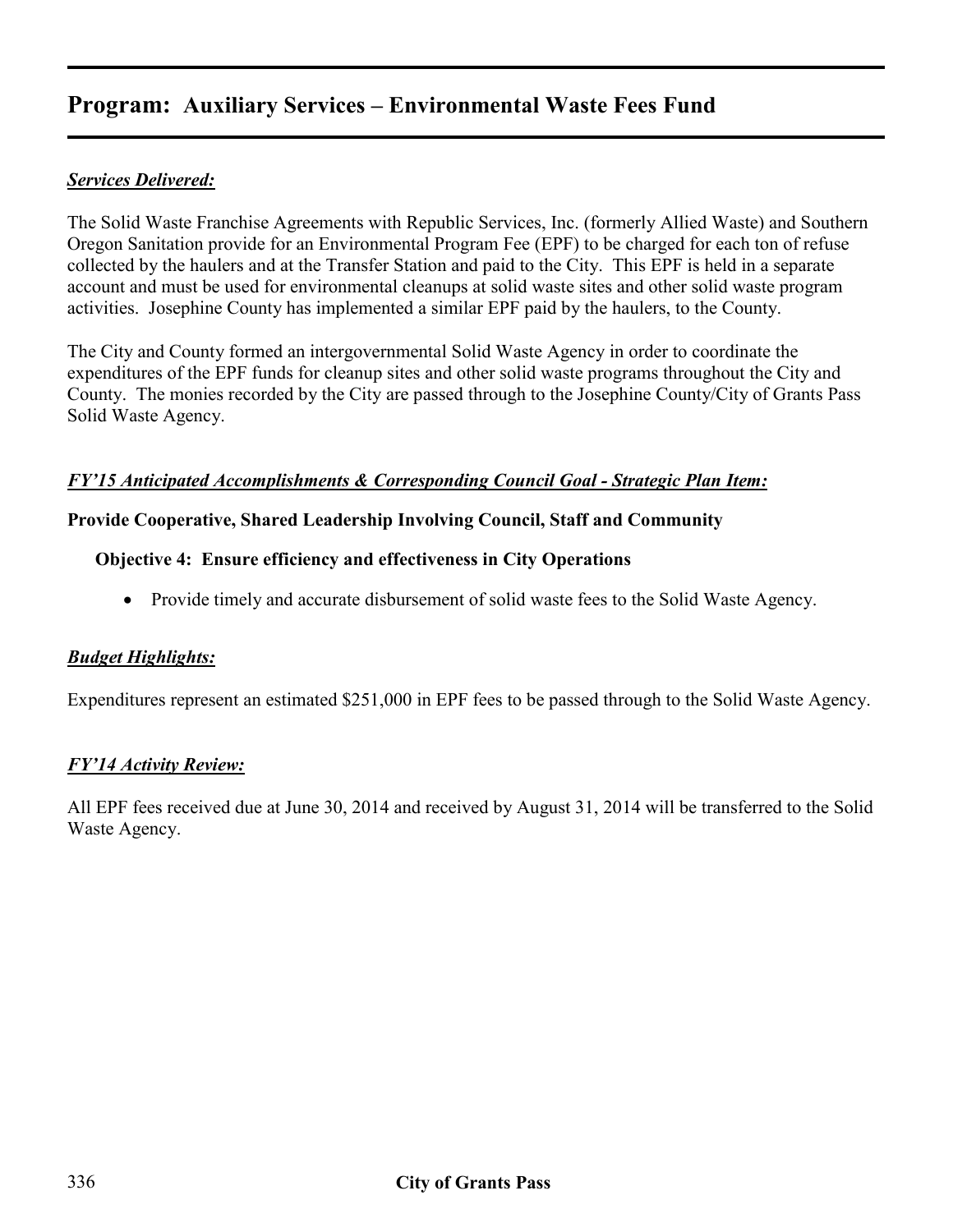# Program: Auxiliary Services – Environmental Waste Fees Fund

***Services Delivered:***

The Solid Waste Franchise Agreements with Republic Services, Inc. (formerly Allied Waste) and Southern Oregon Sanitation provide for an Environmental Program Fee (EPF) to be charged for each ton of refuse collected by the haulers and at the Transfer Station and paid to the City. This EPF is held in a separate account and must be used for environmental cleanups at solid waste sites and other solid waste program activities. Josephine County has implemented a similar EPF paid by the haulers, to the County.

The City and County formed an intergovernmental Solid Waste Agency in order to coordinate the expenditures of the EPF funds for cleanup sites and other solid waste programs throughout the City and County. The monies recorded by the City are passed through to the Josephine County/City of Grants Pass Solid Waste Agency.

***FY'15 Anticipated Accomplishments & Corresponding Council Goal - Strategic Plan Item:***

**Provide Cooperative, Shared Leadership Involving Council, Staff and Community**

**Objective 4: Ensure efficiency and effectiveness in City Operations**

- Provide timely and accurate disbursement of solid waste fees to the Solid Waste Agency.

***Budget Highlights:***

Expenditures represent an estimated $251,000 in EPF fees to be passed through to the Solid Waste Agency.

***FY'14 Activity Review:***

All EPF fees received due at June 30, 2014 and received by August 31, 2014 will be transferred to the Solid Waste Agency.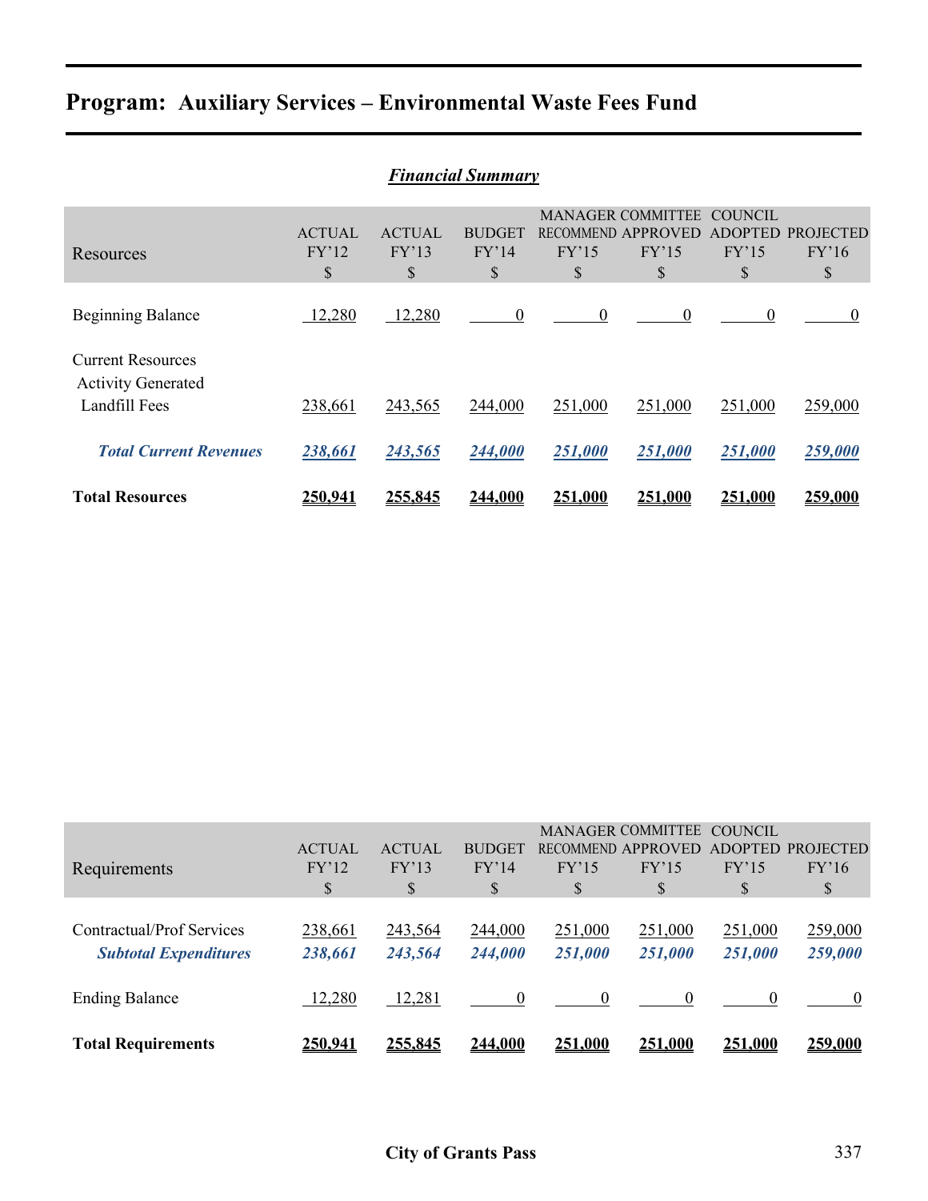# Program: Auxiliary Services – Environmental Waste Fees Fund

***Financial Summary***

| Resources | ACTUAL FY'12 $ | ACTUAL FY'13 $ | BUDGET FY'14 $ | MANAGER RECOMMEND FY'15 $ | COMMITTEE APPROVED FY'15 $ | COUNCIL ADOPTED FY'15 $ | PROJECTED FY'16 $ |
|---|---|---|---|---|---|---|---|
| Beginning Balance | 12,280 | 12,280 | 0 | 0 | 0 | 0 | 0 |
| Current Resources | | | | | | | |
| Activity Generated | | | | | | | |
| Landfill Fees | 238,661 | 243,565 | 244,000 | 251,000 | 251,000 | 251,000 | 259,000 |
| ***Total Current Revenues*** | ***238,661*** | ***243,565*** | ***244,000*** | ***251,000*** | ***251,000*** | ***251,000*** | ***259,000*** |
| **Total Resources** | **250,941** | **255,845** | **244,000** | **251,000** | **251,000** | **251,000** | **259,000** |

| Requirements | ACTUAL FY'12 $ | ACTUAL FY'13 $ | BUDGET FY'14 $ | MANAGER RECOMMEND FY'15 $ | COMMITTEE APPROVED FY'15 $ | COUNCIL ADOPTED FY'15 $ | PROJECTED FY'16 $ |
|---|---|---|---|---|---|---|---|
| Contractual/Prof Services | 238,661 | 243,564 | 244,000 | 251,000 | 251,000 | 251,000 | 259,000 |
| ***Subtotal Expenditures*** | ***238,661*** | ***243,564*** | ***244,000*** | ***251,000*** | ***251,000*** | ***251,000*** | ***259,000*** |
| Ending Balance | 12,280 | 12,281 | 0 | 0 | 0 | 0 | 0 |
| **Total Requirements** | **250,941** | **255,845** | **244,000** | **251,000** | **251,000** | **251,000** | **259,000** |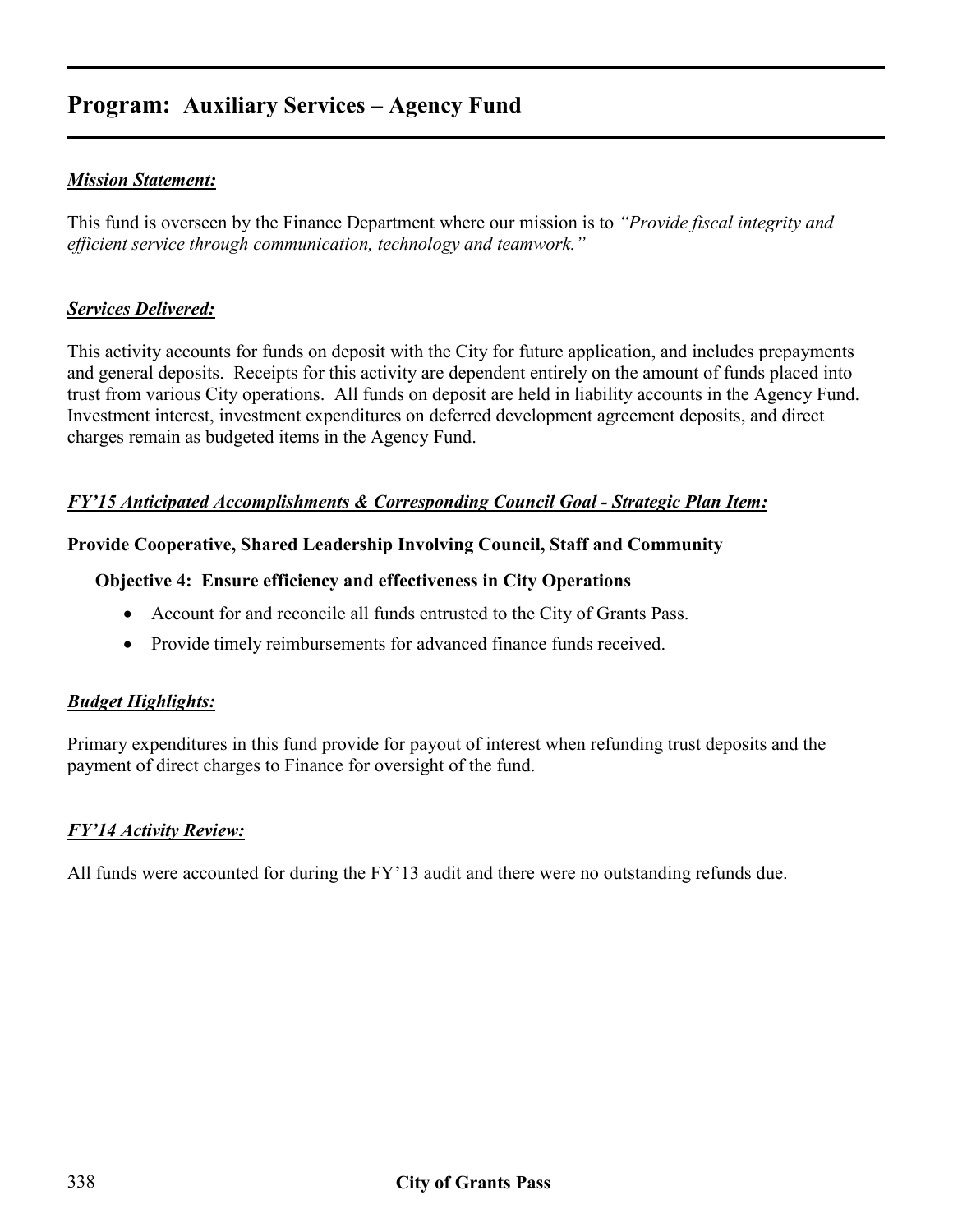# Program: Auxiliary Services – Agency Fund

***Mission Statement:***

This fund is overseen by the Finance Department where our mission is to *"Provide fiscal integrity and efficient service through communication, technology and teamwork."*

***Services Delivered:***

This activity accounts for funds on deposit with the City for future application, and includes prepayments and general deposits. Receipts for this activity are dependent entirely on the amount of funds placed into trust from various City operations. All funds on deposit are held in liability accounts in the Agency Fund. Investment interest, investment expenditures on deferred development agreement deposits, and direct charges remain as budgeted items in the Agency Fund.

***FY'15 Anticipated Accomplishments & Corresponding Council Goal - Strategic Plan Item:***

**Provide Cooperative, Shared Leadership Involving Council, Staff and Community**

**Objective 4: Ensure efficiency and effectiveness in City Operations**

- Account for and reconcile all funds entrusted to the City of Grants Pass.
- Provide timely reimbursements for advanced finance funds received.

***Budget Highlights:***

Primary expenditures in this fund provide for payout of interest when refunding trust deposits and the payment of direct charges to Finance for oversight of the fund.

***FY'14 Activity Review:***

All funds were accounted for during the FY'13 audit and there were no outstanding refunds due.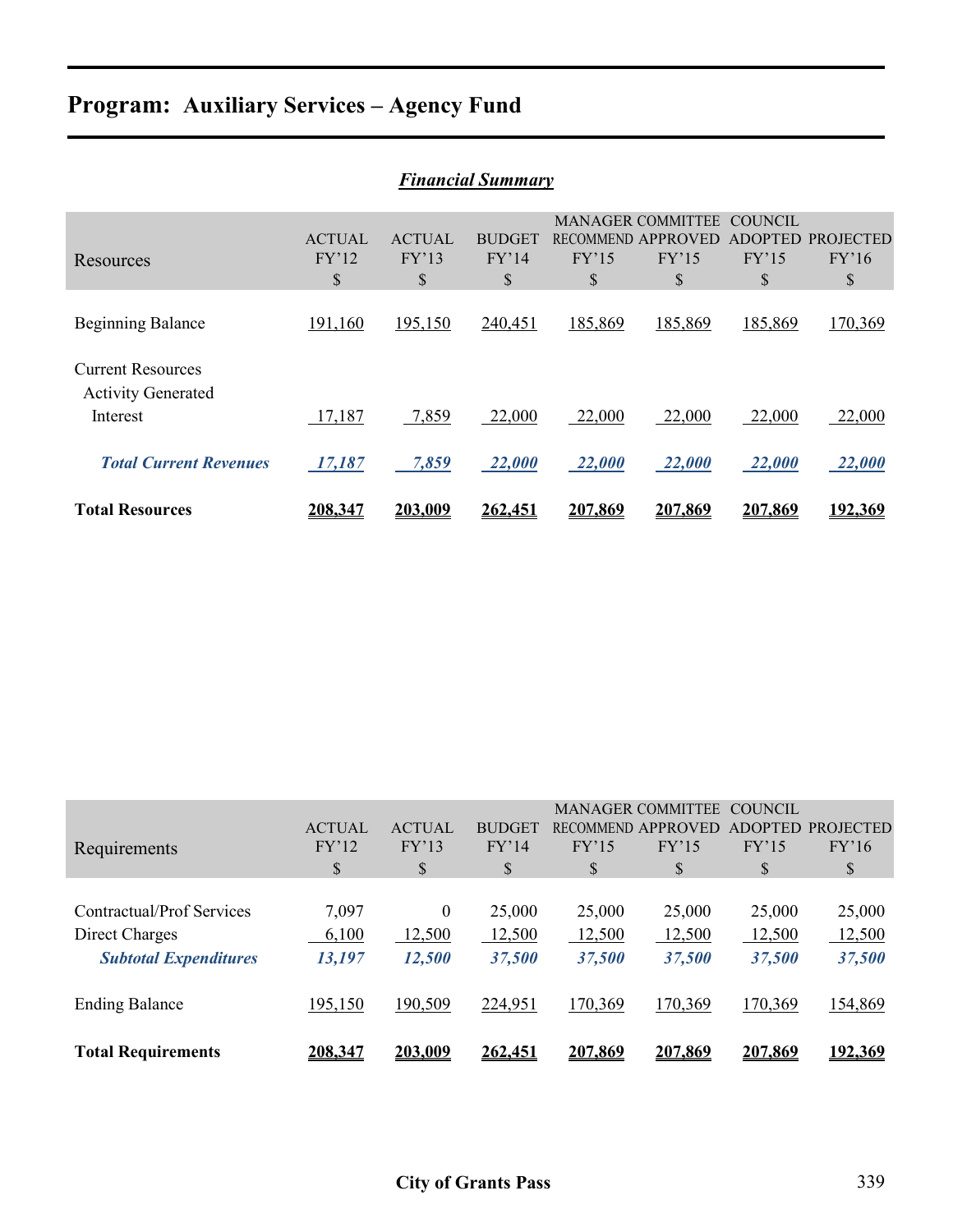# Program: Auxiliary Services – Agency Fund

***Financial Summary***

| Resources | ACTUAL FY'12 $ | ACTUAL FY'13 $ | BUDGET FY'14 $ | MANAGER RECOMMEND FY'15 $ | COMMITTEE APPROVED FY'15 $ | COUNCIL ADOPTED FY'15 $ | PROJECTED FY'16 $ |
|---|---|---|---|---|---|---|---|
| Beginning Balance | 191,160 | 195,150 | 240,451 | 185,869 | 185,869 | 185,869 | 170,369 |
| Current Resources | | | | | | | |
| Activity Generated | | | | | | | |
| Interest | 17,187 | 7,859 | 22,000 | 22,000 | 22,000 | 22,000 | 22,000 |
| ***Total Current Revenues*** | ***17,187*** | ***7,859*** | ***22,000*** | ***22,000*** | ***22,000*** | ***22,000*** | ***22,000*** |
| **Total Resources** | **208,347** | **203,009** | **262,451** | **207,869** | **207,869** | **207,869** | **192,369** |

| Requirements | ACTUAL FY'12 $ | ACTUAL FY'13 $ | BUDGET FY'14 $ | MANAGER RECOMMEND FY'15 $ | COMMITTEE APPROVED FY'15 $ | COUNCIL ADOPTED FY'15 $ | PROJECTED FY'16 $ |
|---|---|---|---|---|---|---|---|
| Contractual/Prof Services | 7,097 | 0 | 25,000 | 25,000 | 25,000 | 25,000 | 25,000 |
| Direct Charges | 6,100 | 12,500 | 12,500 | 12,500 | 12,500 | 12,500 | 12,500 |
| ***Subtotal Expenditures*** | ***13,197*** | ***12,500*** | ***37,500*** | ***37,500*** | ***37,500*** | ***37,500*** | ***37,500*** |
| Ending Balance | 195,150 | 190,509 | 224,951 | 170,369 | 170,369 | 170,369 | 154,869 |
| **Total Requirements** | **208,347** | **203,009** | **262,451** | **207,869** | **207,869** | **207,869** | **192,369** |

**City of Grants Pass**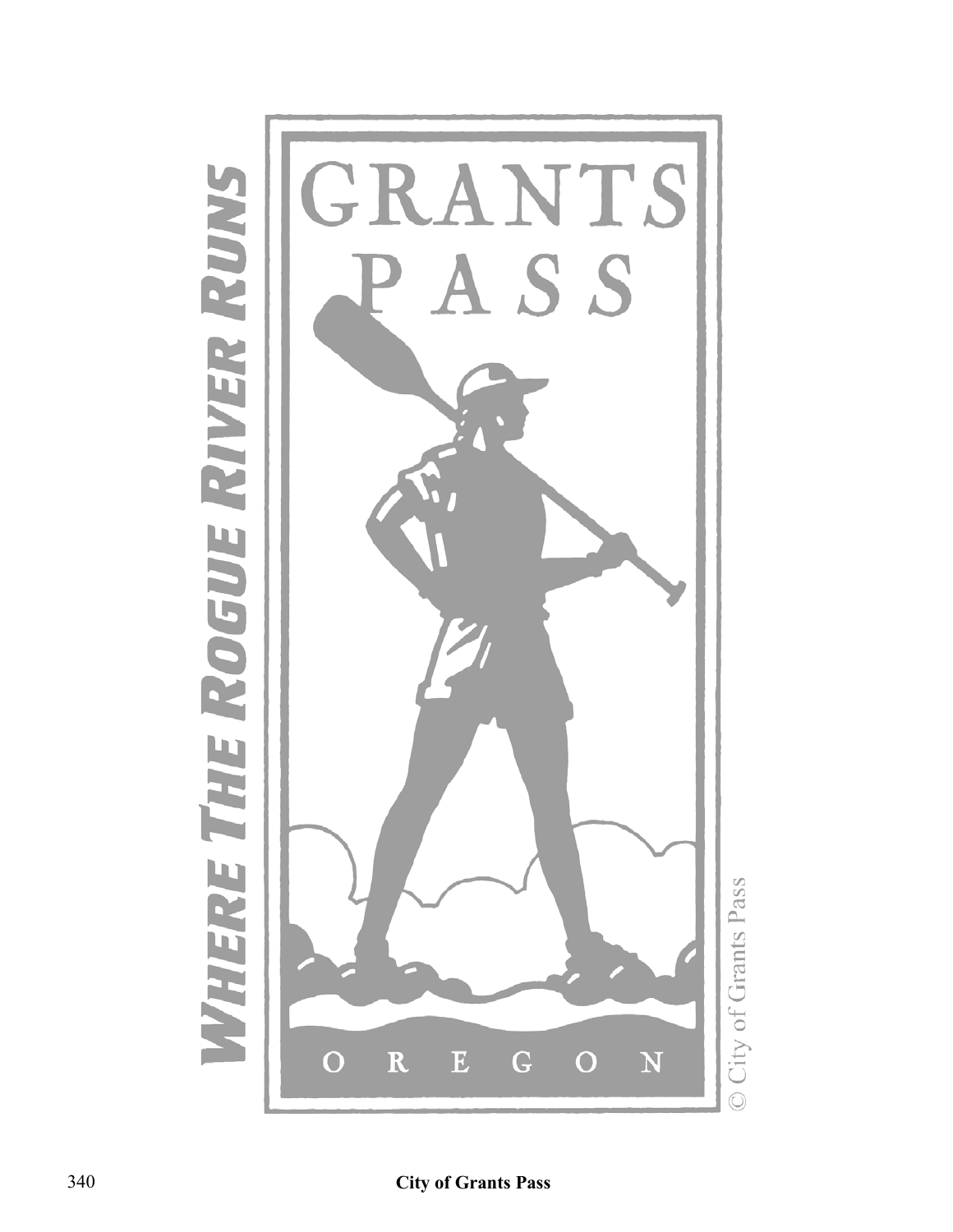WHERE THE ROGUE RIVER RUNS

GRANTS PASS

OREGON

© City of Grants Pass